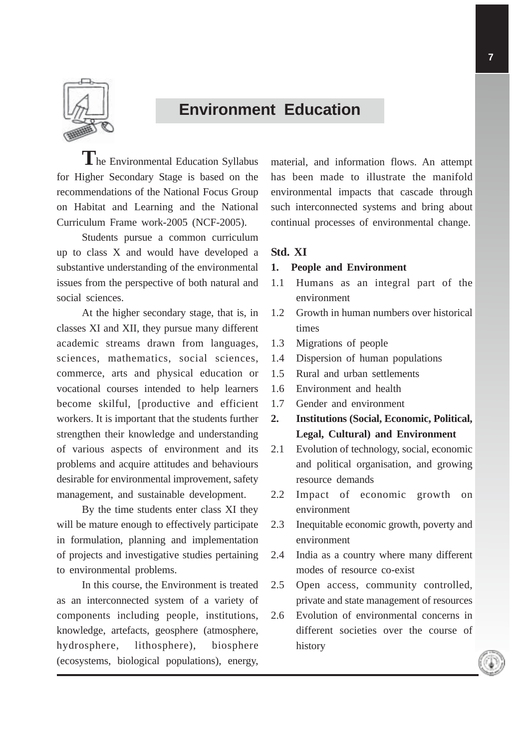# Environment Education

The Environmental Education Syllabus for Higher Secondary Stage is based on the recommendations of the National Focus Group on Habitat and Learning and the National Curriculum Frame work-2005 (NCF-2005).

Students pursue a common curriculum up to class X and would have developed a substantive understanding of the environmental issues from the perspective of both natural and social sciences.

At the higher secondary stage, that is, in classes XI and XII, they pursue many different academic streams drawn from languages, sciences, mathematics, social sciences, commerce, arts and physical education or vocational courses intended to help learners become skilful, [productive and efficient workers. It is important that the students further strengthen their knowledge and understanding of various aspects of environment and its problems and acquire attitudes and behaviours desirable for environmental improvement, safety management, and sustainable development.

By the time students enter class XI they will be mature enough to effectively participate in formulation, planning and implementation of projects and investigative studies pertaining to environmental problems.

In this course, the Environment is treated as an interconnected system of a variety of components including people, institutions, knowledge, artefacts, geosphere (atmosphere, hydrosphere, lithosphere), biosphere (ecosystems, biological populations), energy, material, and information flows. An attempt has been made to illustrate the manifold environmental impacts that cascade through such interconnected systems and bring about continual processes of environmental change.

## Std. XI

**1. People and Environment**

1.1 Humans as an integral part of the environment

1.2 Growth in human numbers over historical times

1.3 Migrations of people

1.4 Dispersion of human populations

1.5 Rural and urban settlements

1.6 Environment and health

1.7 Gender and environment

**2. Institutions (Social, Economic, Political, Legal, Cultural) and Environment**

2.1 Evolution of technology, social, economic and political organisation, and growing resource demands

2.2 Impact of economic growth on environment

2.3 Inequitable economic growth, poverty and environment

2.4 India as a country where many different modes of resource co-exist

2.5 Open access, community controlled, private and state management of resources

2.6 Evolution of environmental concerns in different societies over the course of history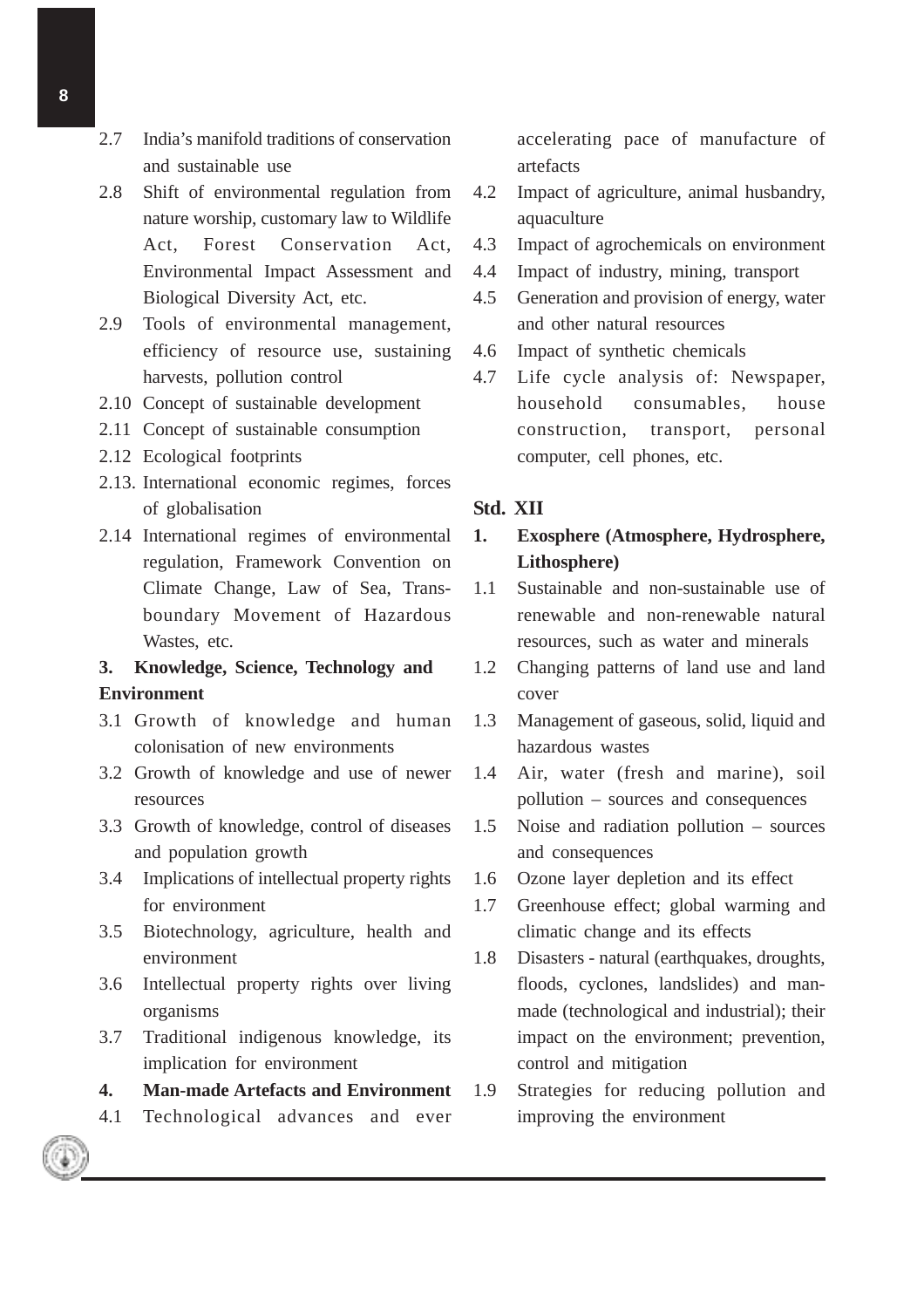2.7 India's manifold traditions of conservation and sustainable use

2.8 Shift of environmental regulation from nature worship, customary law to Wildlife Act, Forest Conservation Act, Environmental Impact Assessment and Biological Diversity Act, etc.

2.9 Tools of environmental management, efficiency of resource use, sustaining harvests, pollution control

2.10 Concept of sustainable development

2.11 Concept of sustainable consumption

2.12 Ecological footprints

2.13. International economic regimes, forces of globalisation

2.14 International regimes of environmental regulation, Framework Convention on Climate Change, Law of Sea, Trans-boundary Movement of Hazardous Wastes, etc.

**3. Knowledge, Science, Technology and Environment**

3.1 Growth of knowledge and human colonisation of new environments

3.2 Growth of knowledge and use of newer resources

3.3 Growth of knowledge, control of diseases and population growth

3.4 Implications of intellectual property rights for environment

3.5 Biotechnology, agriculture, health and environment

3.6 Intellectual property rights over living organisms

3.7 Traditional indigenous knowledge, its implication for environment

**4. Man-made Artefacts and Environment**

4.1 Technological advances and ever accelerating pace of manufacture of artefacts

4.2 Impact of agriculture, animal husbandry, aquaculture

4.3 Impact of agrochemicals on environment

4.4 Impact of industry, mining, transport

4.5 Generation and provision of energy, water and other natural resources

4.6 Impact of synthetic chemicals

4.7 Life cycle analysis of: Newspaper, household consumables, house construction, transport, personal computer, cell phones, etc.

**Std. XII**

**1. Exosphere (Atmosphere, Hydrosphere, Lithosphere)**

1.1 Sustainable and non-sustainable use of renewable and non-renewable natural resources, such as water and minerals

1.2 Changing patterns of land use and land cover

1.3 Management of gaseous, solid, liquid and hazardous wastes

1.4 Air, water (fresh and marine), soil pollution – sources and consequences

1.5 Noise and radiation pollution – sources and consequences

1.6 Ozone layer depletion and its effect

1.7 Greenhouse effect; global warming and climatic change and its effects

1.8 Disasters - natural (earthquakes, droughts, floods, cyclones, landslides) and man-made (technological and industrial); their impact on the environment; prevention, control and mitigation

1.9 Strategies for reducing pollution and improving the environment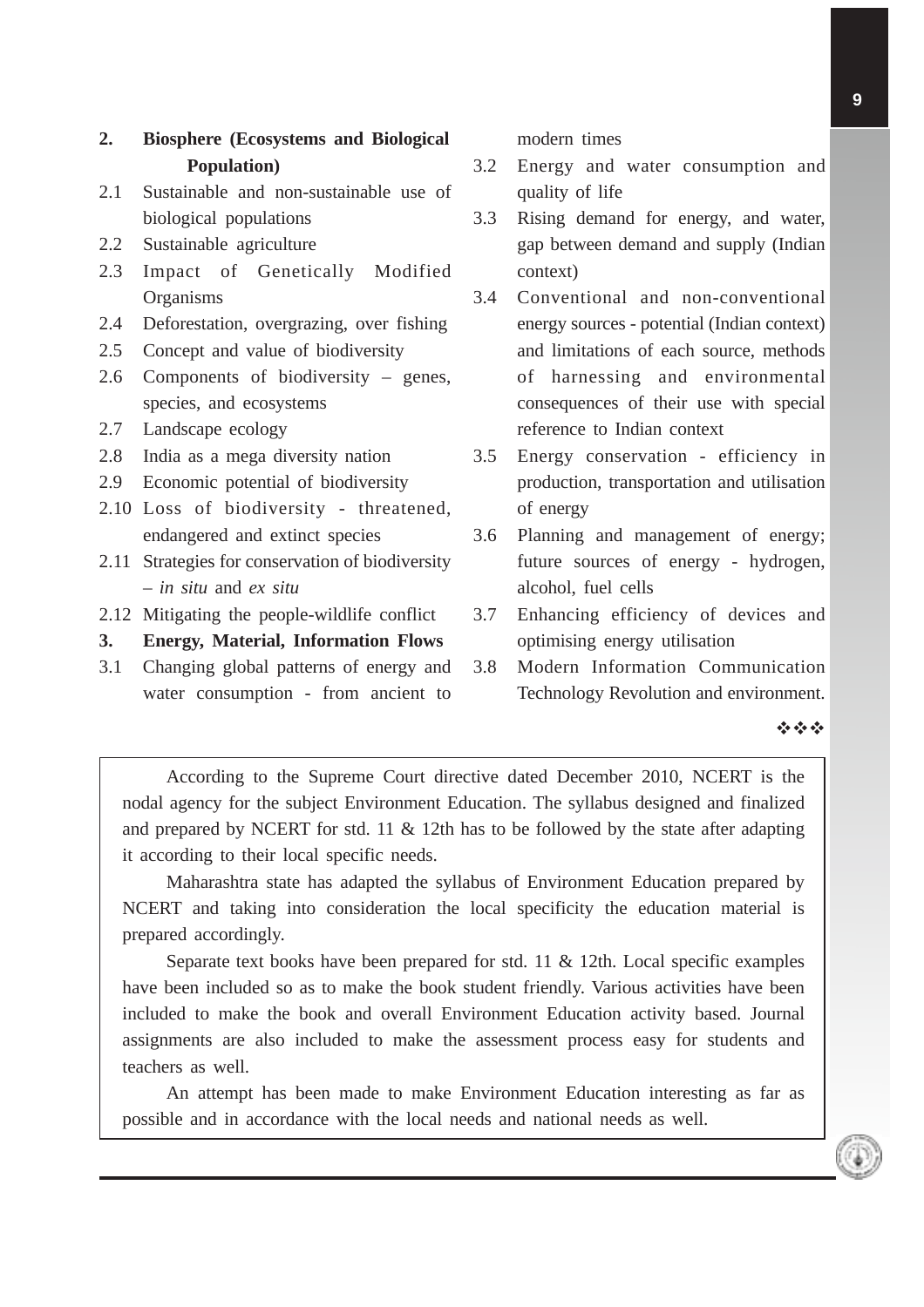**2. Biosphere (Ecosystems and Biological Population)**

2.1 Sustainable and non-sustainable use of biological populations

2.2 Sustainable agriculture

2.3 Impact of Genetically Modified Organisms

2.4 Deforestation, overgrazing, over fishing

2.5 Concept and value of biodiversity

2.6 Components of biodiversity – genes, species, and ecosystems

2.7 Landscape ecology

2.8 India as a mega diversity nation

2.9 Economic potential of biodiversity

2.10 Loss of biodiversity - threatened, endangered and extinct species

2.11 Strategies for conservation of biodiversity – *in situ* and *ex situ*

2.12 Mitigating the people-wildlife conflict

**3. Energy, Material, Information Flows**

3.1 Changing global patterns of energy and water consumption - from ancient to modern times

3.2 Energy and water consumption and quality of life

3.3 Rising demand for energy, and water, gap between demand and supply (Indian context)

3.4 Conventional and non-conventional energy sources - potential (Indian context) and limitations of each source, methods of harnessing and environmental consequences of their use with special reference to Indian context

3.5 Energy conservation - efficiency in production, transportation and utilisation of energy

3.6 Planning and management of energy; future sources of energy - hydrogen, alcohol, fuel cells

3.7 Enhancing efficiency of devices and optimising energy utilisation

3.8 Modern Information Communication Technology Revolution and environment.

❖❖❖

According to the Supreme Court directive dated December 2010, NCERT is the nodal agency for the subject Environment Education. The syllabus designed and finalized and prepared by NCERT for std. 11 & 12th has to be followed by the state after adapting it according to their local specific needs.

Maharashtra state has adapted the syllabus of Environment Education prepared by NCERT and taking into consideration the local specificity the education material is prepared accordingly.

Separate text books have been prepared for std. 11 & 12th. Local specific examples have been included so as to make the book student friendly. Various activities have been included to make the book and overall Environment Education activity based. Journal assignments are also included to make the assessment process easy for students and teachers as well.

An attempt has been made to make Environment Education interesting as far as possible and in accordance with the local needs and national needs as well.